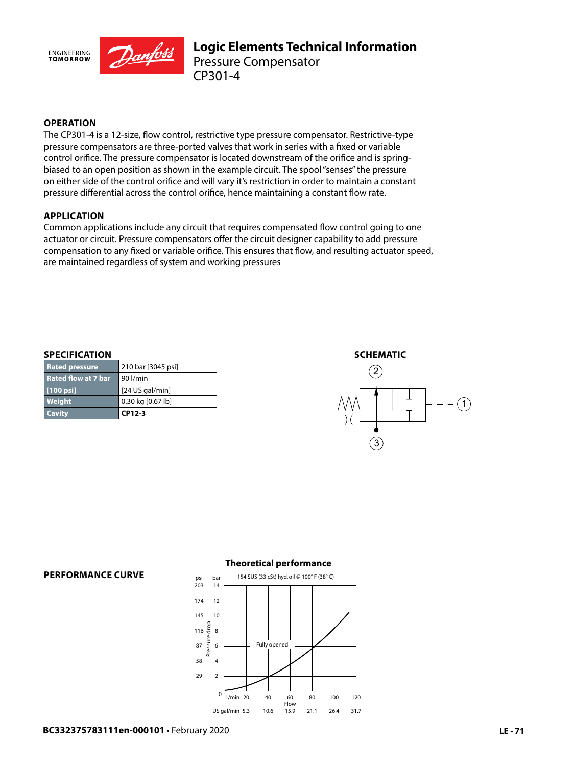# Logic Elements Technical Information
## Pressure Compensator
## CP301-4

### OPERATION

The CP301-4 is a 12-size, flow control, restrictive type pressure compensator. Restrictive-type pressure compensators are three-ported valves that work in series with a fixed or variable control orifice. The pressure compensator is located downstream of the orifice and is spring-biased to an open position as shown in the example circuit. The spool "senses" the pressure on either side of the control orifice and will vary it's restriction in order to maintain a constant pressure differential across the control orifice, hence maintaining a constant flow rate.

### APPLICATION

Common applications include any circuit that requires compensated flow control going to one actuator or circuit. Pressure compensators offer the circuit designer capability to add pressure compensation to any fixed or variable orifice. This ensures that flow, and resulting actuator speed, are maintained regardless of system and working pressures

### SPECIFICATION

| | |
|---|---|
| Rated pressure | 210 bar [3045 psi] |
| Rated flow at 7 bar [100 psi] | 90 l/min [24 US gal/min] |
| Weight | 0.30 kg [0.67 lb] |
| Cavity | **CP12-3** |

### SCHEMATIC

### PERFORMANCE CURVE

**Theoretical performance**

154 SUS (33 cSt) hyd. oil @ 100° F (38° C)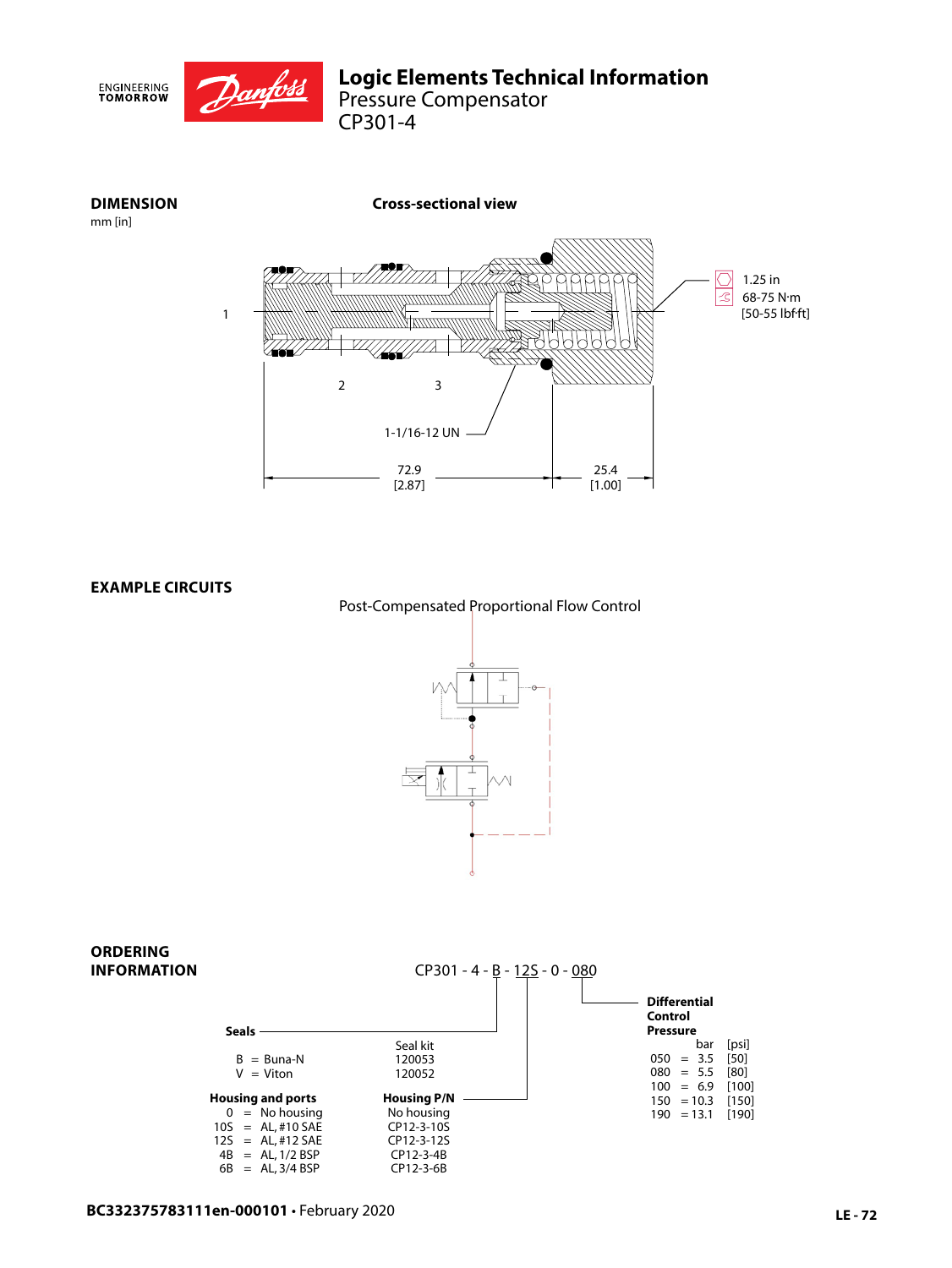# Logic Elements Technical Information
## Pressure Compensator
## CP301-4

## DIMENSION

mm [in]

**Cross-sectional view**

1

2

3

1.25 in

68-75 N·m

[50-55 lbf·ft]

1-1/16-12 UN

72.9

[2.87]

25.4

[1.00]

## EXAMPLE CIRCUITS

Post-Compensated Proportional Flow Control

## ORDERING INFORMATION

CP301 - 4 - B - 12S - 0 - 080

**Seals**

| | | Seal kit |
|---|---|---|
| B | = Buna-N | 120053 |
| V | = Viton | 120052 |

| **Housing and ports** | | **Housing P/N** |
|---|---|---|
| 0 | = No housing | No housing |
| 10S | = AL, #10 SAE | CP12-3-10S |
| 12S | = AL, #12 SAE | CP12-3-12S |
| 4B | = AL, 1/2 BSP | CP12-3-4B |
| 6B | = AL, 3/4 BSP | CP12-3-6B |

**Differential Control Pressure**

| | bar | [psi] |
|---|---|---|
| 050 | = 3.5 | [50] |
| 080 | = 5.5 | [80] |
| 100 | = 6.9 | [100] |
| 150 | = 10.3 | [150] |
| 190 | = 13.1 | [190] |

**BC332375783111en-000101** • February 2020